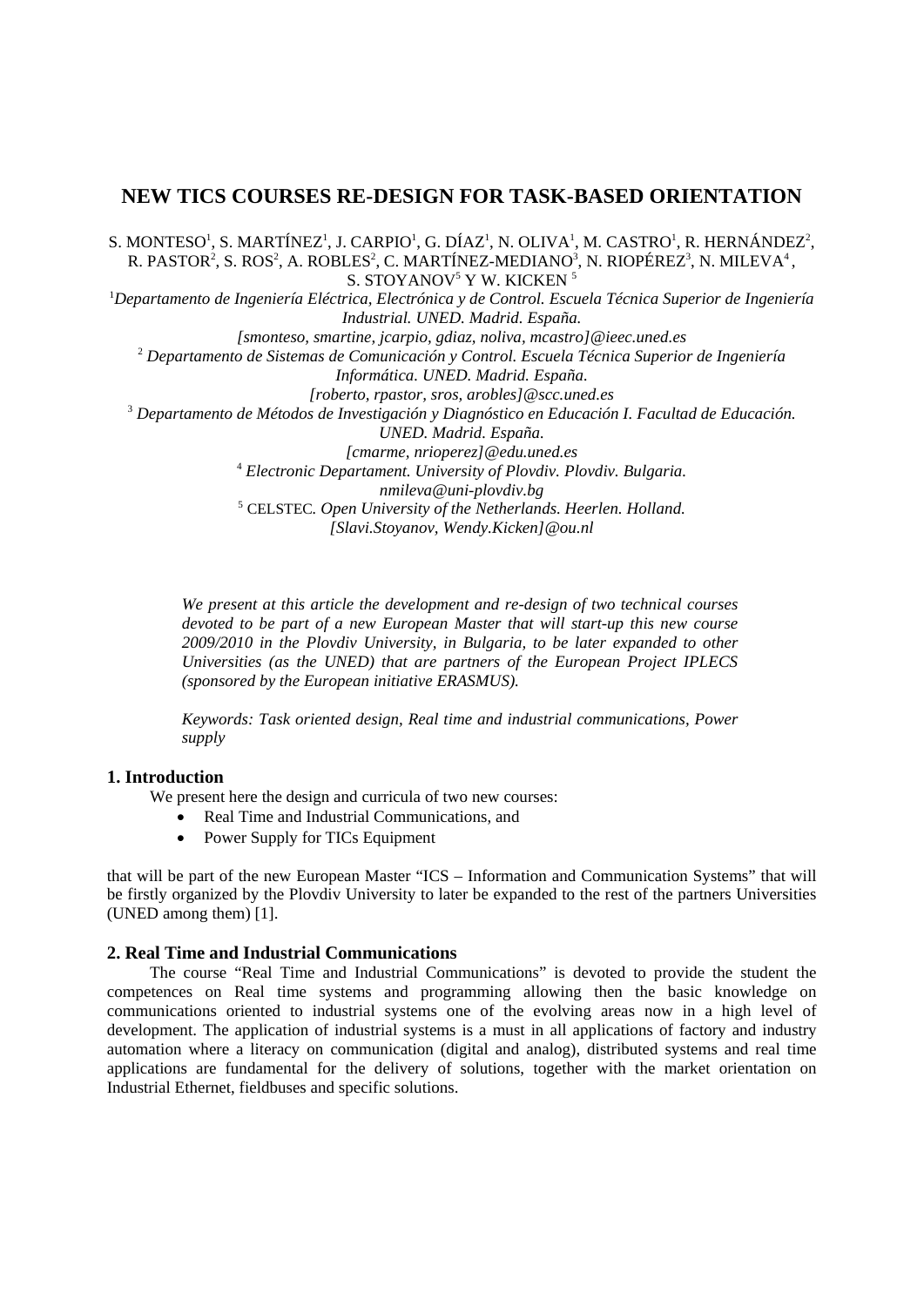# NEW TICS COURSES RE-DESIGN FOR TASK-BASED ORIENTATION

S. MONTESO[1], S. MARTÍNEZ[1], J. CARPIO[1], G. DÍAZ[1], N. OLIVA[1], M. CASTRO[1], R. HERNÁNDEZ[2], R. PASTOR[2], S. ROS[2], A. ROBLES[2], C. MARTÍNEZ-MEDIANO[3], N. RIOPÉREZ[3], N. MILEVA[4], S. STOYANOV[5] Y W. KICKEN [5]

[1]*Departamento de Ingeniería Eléctrica, Electrónica y de Control. Escuela Técnica Superior de Ingeniería Industrial. UNED. Madrid. España.*
*[smonteso, smartine, jcarpio, gdiaz, noliva, mcastro]@ieec.uned.es*

[2] *Departamento de Sistemas de Comunicación y Control. Escuela Técnica Superior de Ingeniería Informática. UNED. Madrid. España.*
*[roberto, rpastor, sros, arobles]@scc.uned.es*

[3] *Departamento de Métodos de Investigación y Diagnóstico en Educación I. Facultad de Educación. UNED. Madrid. España.*
*[cmarme, nrioperez]@edu.uned.es*

[4] *Electronic Departament. University of Plovdiv. Plovdiv. Bulgaria.*
*nmileva@uni-plovdiv.bg*

[5] CELSTEC*. Open University of the Netherlands. Heerlen. Holland.*
*[Slavi.Stoyanov, Wendy.Kicken]@ou.nl*

*We present at this article the development and re-design of two technical courses devoted to be part of a new European Master that will start-up this new course 2009/2010 in the Plovdiv University, in Bulgaria, to be later expanded to other Universities (as the UNED) that are partners of the European Project IPLECS (sponsored by the European initiative ERASMUS).*

*Keywords: Task oriented design, Real time and industrial communications, Power supply*

## 1. Introduction

We present here the design and curricula of two new courses:

- Real Time and Industrial Communications, and
- Power Supply for TICs Equipment

that will be part of the new European Master "ICS – Information and Communication Systems" that will be firstly organized by the Plovdiv University to later be expanded to the rest of the partners Universities (UNED among them) [1].

## 2. Real Time and Industrial Communications

The course "Real Time and Industrial Communications" is devoted to provide the student the competences on Real time systems and programming allowing then the basic knowledge on communications oriented to industrial systems one of the evolving areas now in a high level of development. The application of industrial systems is a must in all applications of factory and industry automation where a literacy on communication (digital and analog), distributed systems and real time applications are fundamental for the delivery of solutions, together with the market orientation on Industrial Ethernet, fieldbuses and specific solutions.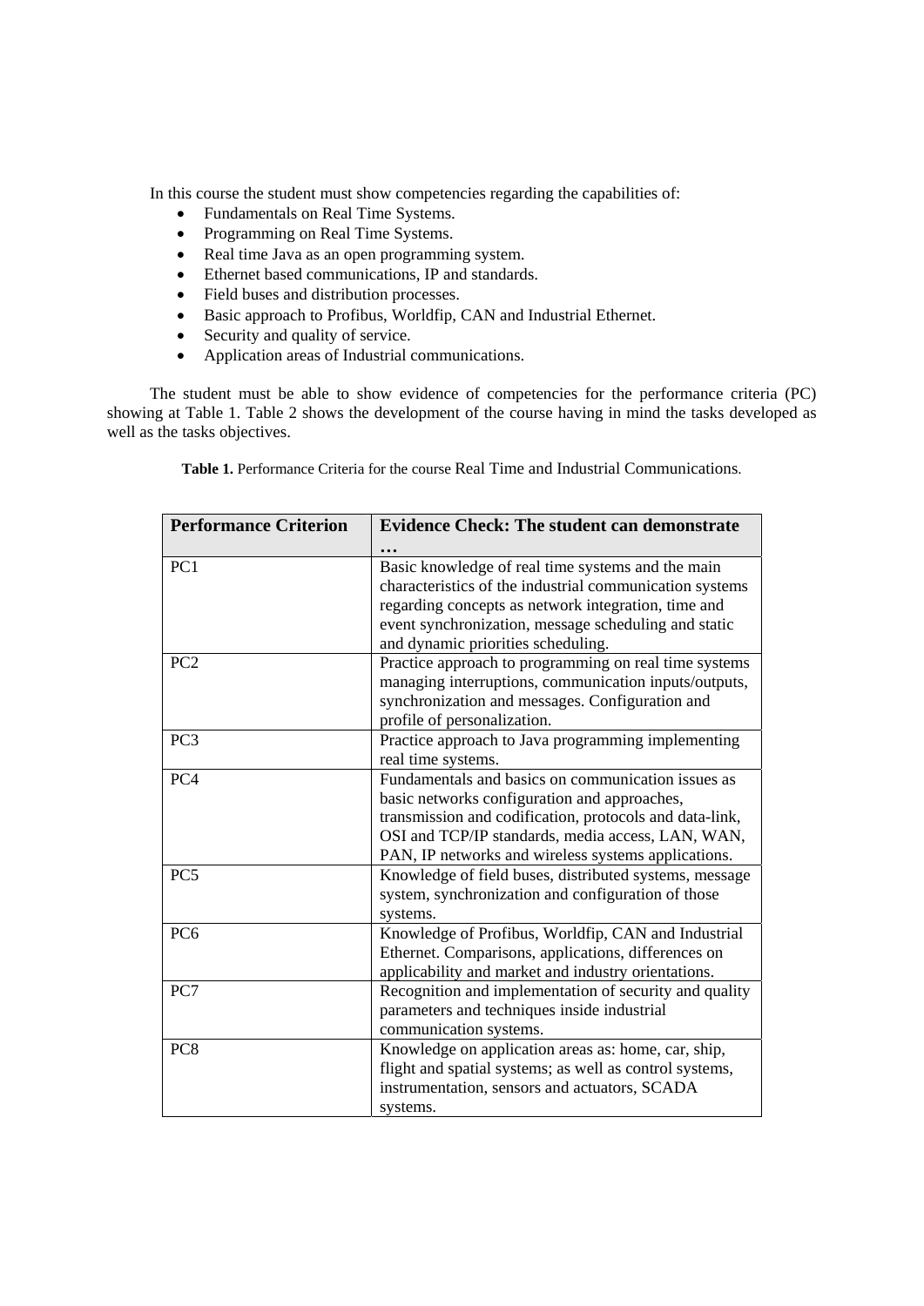In this course the student must show competencies regarding the capabilities of:

- Fundamentals on Real Time Systems.
- Programming on Real Time Systems.
- Real time Java as an open programming system.
- Ethernet based communications, IP and standards.
- Field buses and distribution processes.
- Basic approach to Profibus, Worldfip, CAN and Industrial Ethernet.
- Security and quality of service.
- Application areas of Industrial communications.

The student must be able to show evidence of competencies for the performance criteria (PC) showing at Table 1. Table 2 shows the development of the course having in mind the tasks developed as well as the tasks objectives.

**Table 1.** Performance Criteria for the course Real Time and Industrial Communications.

| **Performance Criterion** | **Evidence Check: The student can demonstrate …** |
|---|---|
| PC1 | Basic knowledge of real time systems and the main characteristics of the industrial communication systems regarding concepts as network integration, time and event synchronization, message scheduling and static and dynamic priorities scheduling. |
| PC2 | Practice approach to programming on real time systems managing interruptions, communication inputs/outputs, synchronization and messages. Configuration and profile of personalization. |
| PC3 | Practice approach to Java programming implementing real time systems. |
| PC4 | Fundamentals and basics on communication issues as basic networks configuration and approaches, transmission and codification, protocols and data-link, OSI and TCP/IP standards, media access, LAN, WAN, PAN, IP networks and wireless systems applications. |
| PC5 | Knowledge of field buses, distributed systems, message system, synchronization and configuration of those systems. |
| PC6 | Knowledge of Profibus, Worldfip, CAN and Industrial Ethernet. Comparisons, applications, differences on applicability and market and industry orientations. |
| PC7 | Recognition and implementation of security and quality parameters and techniques inside industrial communication systems. |
| PC8 | Knowledge on application areas as: home, car, ship, flight and spatial systems; as well as control systems, instrumentation, sensors and actuators, SCADA systems. |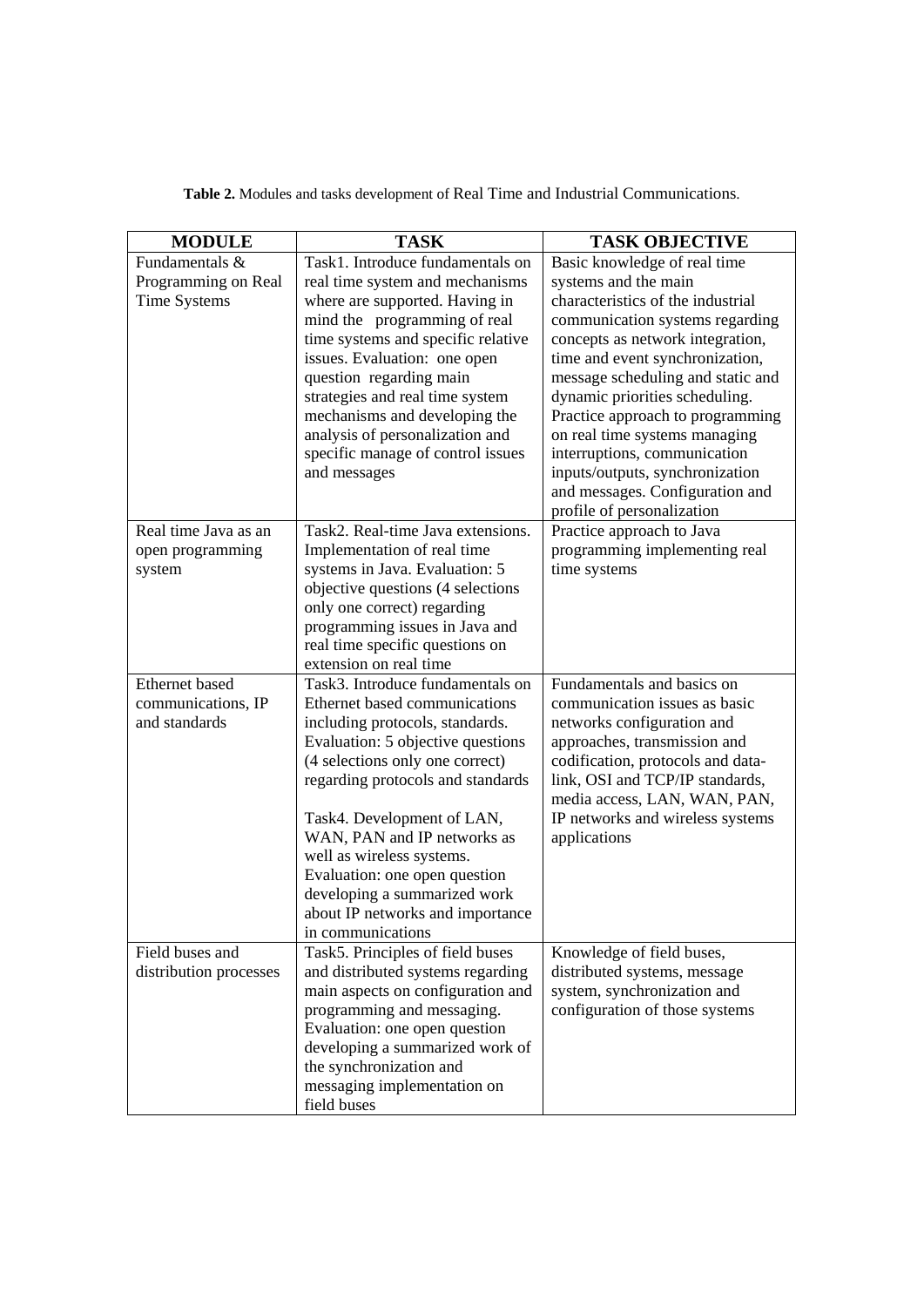**Table 2.** Modules and tasks development of Real Time and Industrial Communications.

| MODULE | TASK | TASK OBJECTIVE |
|---|---|---|
| Fundamentals & Programming on Real Time Systems | Task1. Introduce fundamentals on real time system and mechanisms where are supported. Having in mind the programming of real time systems and specific relative issues. Evaluation: one open question regarding main strategies and real time system mechanisms and developing the analysis of personalization and specific manage of control issues and messages | Basic knowledge of real time systems and the main characteristics of the industrial communication systems regarding concepts as network integration, time and event synchronization, message scheduling and static and dynamic priorities scheduling. Practice approach to programming on real time systems managing interruptions, communication inputs/outputs, synchronization and messages. Configuration and profile of personalization |
| Real time Java as an open programming system | Task2. Real-time Java extensions. Implementation of real time systems in Java. Evaluation: 5 objective questions (4 selections only one correct) regarding programming issues in Java and real time specific questions on extension on real time | Practice approach to Java programming implementing real time systems |
| Ethernet based communications, IP and standards | Task3. Introduce fundamentals on Ethernet based communications including protocols, standards. Evaluation: 5 objective questions (4 selections only one correct) regarding protocols and standards<br><br>Task4. Development of LAN, WAN, PAN and IP networks as well as wireless systems. Evaluation: one open question developing a summarized work about IP networks and importance in communications | Fundamentals and basics on communication issues as basic networks configuration and approaches, transmission and codification, protocols and data-link, OSI and TCP/IP standards, media access, LAN, WAN, PAN, IP networks and wireless systems applications |
| Field buses and distribution processes | Task5. Principles of field buses and distributed systems regarding main aspects on configuration and programming and messaging. Evaluation: one open question developing a summarized work of the synchronization and messaging implementation on field buses | Knowledge of field buses, distributed systems, message system, synchronization and configuration of those systems |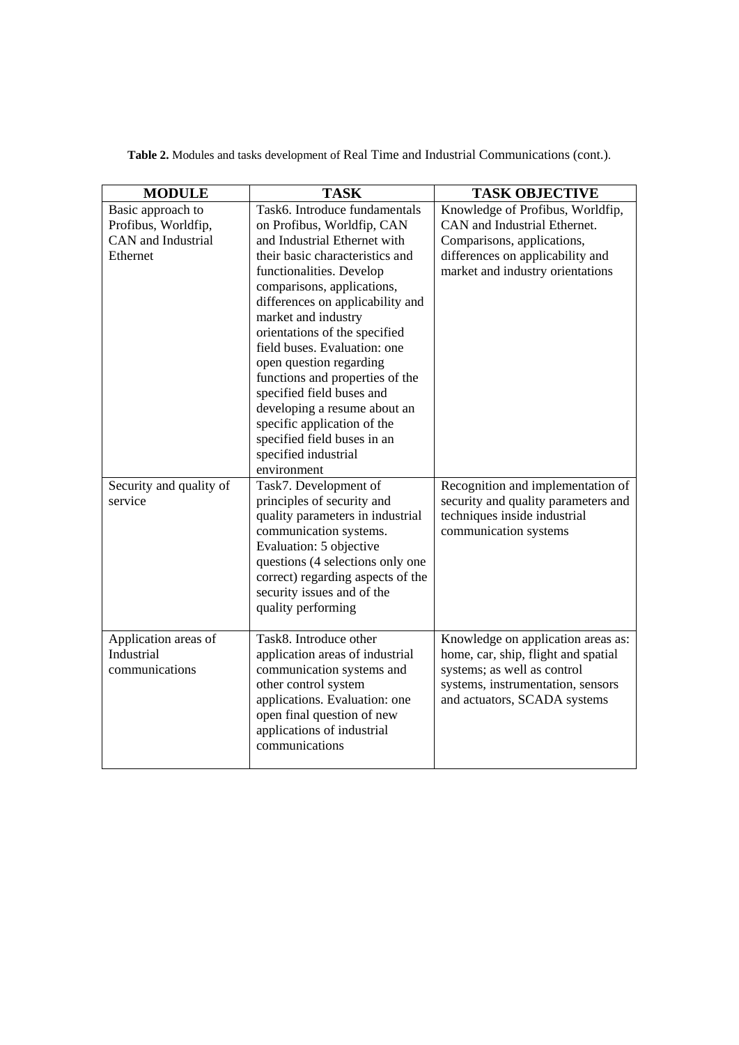**Table 2.** Modules and tasks development of Real Time and Industrial Communications (cont.).

| MODULE | TASK | TASK OBJECTIVE |
|---|---|---|
| Basic approach to Profibus, Worldfip, CAN and Industrial Ethernet | Task6. Introduce fundamentals on Profibus, Worldfip, CAN and Industrial Ethernet with their basic characteristics and functionalities. Develop comparisons, applications, differences on applicability and market and industry orientations of the specified field buses. Evaluation: one open question regarding functions and properties of the specified field buses and developing a resume about an specific application of the specified field buses in an specified industrial environment | Knowledge of Profibus, Worldfip, CAN and Industrial Ethernet. Comparisons, applications, differences on applicability and market and industry orientations |
| Security and quality of service | Task7. Development of principles of security and quality parameters in industrial communication systems. Evaluation: 5 objective questions (4 selections only one correct) regarding aspects of the security issues and of the quality performing | Recognition and implementation of security and quality parameters and techniques inside industrial communication systems |
| Application areas of Industrial communications | Task8. Introduce other application areas of industrial communication systems and other control system applications. Evaluation: one open final question of new applications of industrial communications | Knowledge on application areas as: home, car, ship, flight and spatial systems; as well as control systems, instrumentation, sensors and actuators, SCADA systems |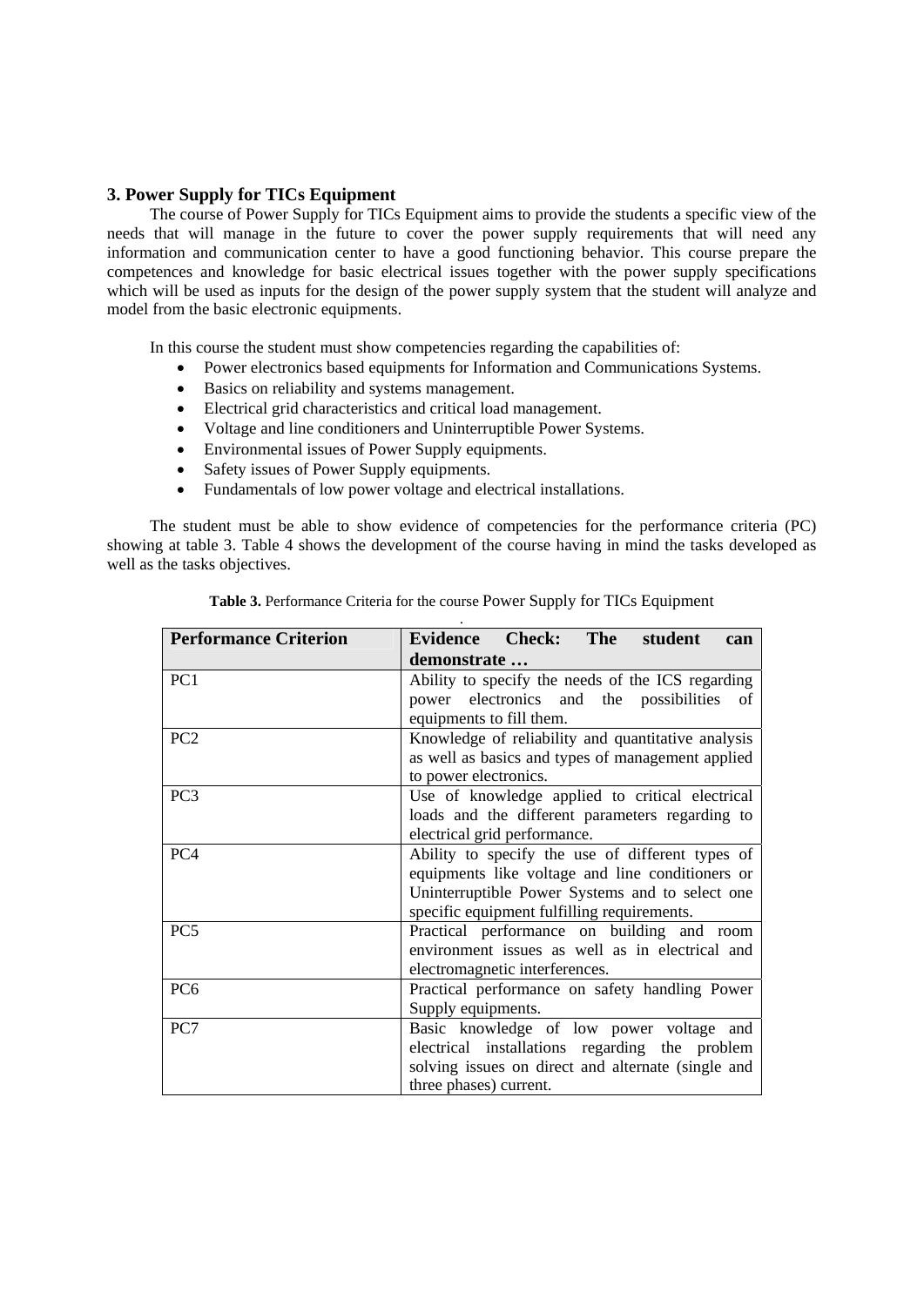## 3. Power Supply for TICs Equipment

The course of Power Supply for TICs Equipment aims to provide the students a specific view of the needs that will manage in the future to cover the power supply requirements that will need any information and communication center to have a good functioning behavior. This course prepare the competences and knowledge for basic electrical issues together with the power supply specifications which will be used as inputs for the design of the power supply system that the student will analyze and model from the basic electronic equipments.

In this course the student must show competencies regarding the capabilities of:

- Power electronics based equipments for Information and Communications Systems.
- Basics on reliability and systems management.
- Electrical grid characteristics and critical load management.
- Voltage and line conditioners and Uninterruptible Power Systems.
- Environmental issues of Power Supply equipments.
- Safety issues of Power Supply equipments.
- Fundamentals of low power voltage and electrical installations.

The student must be able to show evidence of competencies for the performance criteria (PC) showing at table 3. Table 4 shows the development of the course having in mind the tasks developed as well as the tasks objectives.

**Table 3.** Performance Criteria for the course Power Supply for TICs Equipment

| **Performance Criterion** | **Evidence Check: The student can demonstrate …** |
|---|---|
| PC1 | Ability to specify the needs of the ICS regarding power electronics and the possibilities of equipments to fill them. |
| PC2 | Knowledge of reliability and quantitative analysis as well as basics and types of management applied to power electronics. |
| PC3 | Use of knowledge applied to critical electrical loads and the different parameters regarding to electrical grid performance. |
| PC4 | Ability to specify the use of different types of equipments like voltage and line conditioners or Uninterruptible Power Systems and to select one specific equipment fulfilling requirements. |
| PC5 | Practical performance on building and room environment issues as well as in electrical and electromagnetic interferences. |
| PC6 | Practical performance on safety handling Power Supply equipments. |
| PC7 | Basic knowledge of low power voltage and electrical installations regarding the problem solving issues on direct and alternate (single and three phases) current. |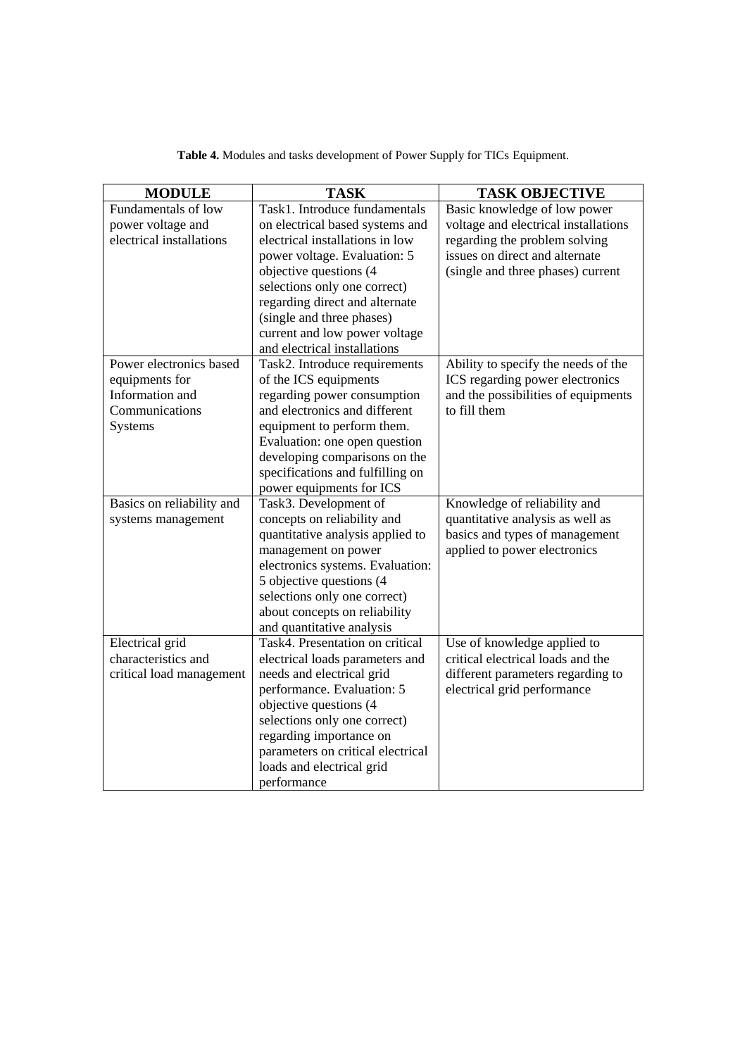**Table 4.** Modules and tasks development of Power Supply for TICs Equipment.

| MODULE | TASK | TASK OBJECTIVE |
|---|---|---|
| Fundamentals of low power voltage and electrical installations | Task1. Introduce fundamentals on electrical based systems and electrical installations in low power voltage. Evaluation: 5 objective questions (4 selections only one correct) regarding direct and alternate (single and three phases) current and low power voltage and electrical installations | Basic knowledge of low power voltage and electrical installations regarding the problem solving issues on direct and alternate (single and three phases) current |
| Power electronics based equipments for Information and Communications Systems | Task2. Introduce requirements of the ICS equipments regarding power consumption and electronics and different equipment to perform them. Evaluation: one open question developing comparisons on the specifications and fulfilling on power equipments for ICS | Ability to specify the needs of the ICS regarding power electronics and the possibilities of equipments to fill them |
| Basics on reliability and systems management | Task3. Development of concepts on reliability and quantitative analysis applied to management on power electronics systems. Evaluation: 5 objective questions (4 selections only one correct) about concepts on reliability and quantitative analysis | Knowledge of reliability and quantitative analysis as well as basics and types of management applied to power electronics |
| Electrical grid characteristics and critical load management | Task4. Presentation on critical electrical loads parameters and needs and electrical grid performance. Evaluation: 5 objective questions (4 selections only one correct) regarding importance on parameters on critical electrical loads and electrical grid performance | Use of knowledge applied to critical electrical loads and the different parameters regarding to electrical grid performance |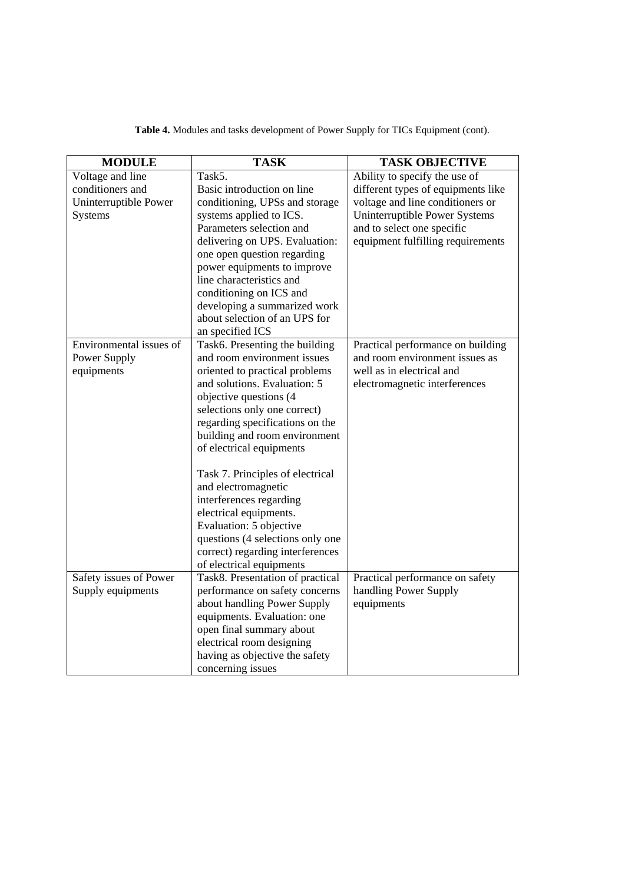**Table 4.** Modules and tasks development of Power Supply for TICs Equipment (cont).

| MODULE | TASK | TASK OBJECTIVE |
|---|---|---|
| Voltage and line conditioners and Uninterruptible Power Systems | Task5. Basic introduction on line conditioning, UPSs and storage systems applied to ICS. Parameters selection and delivering on UPS. Evaluation: one open question regarding power equipments to improve line characteristics and conditioning on ICS and developing a summarized work about selection of an UPS for an specified ICS | Ability to specify the use of different types of equipments like voltage and line conditioners or Uninterruptible Power Systems and to select one specific equipment fulfilling requirements |
| Environmental issues of Power Supply equipments | Task6. Presenting the building and room environment issues oriented to practical problems and solutions. Evaluation: 5 objective questions (4 selections only one correct) regarding specifications on the building and room environment of electrical equipments<br><br>Task 7. Principles of electrical and electromagnetic interferences regarding electrical equipments. Evaluation: 5 objective questions (4 selections only one correct) regarding interferences of electrical equipments | Practical performance on building and room environment issues as well as in electrical and electromagnetic interferences |
| Safety issues of Power Supply equipments | Task8. Presentation of practical performance on safety concerns about handling Power Supply equipments. Evaluation: one open final summary about electrical room designing having as objective the safety concerning issues | Practical performance on safety handling Power Supply equipments |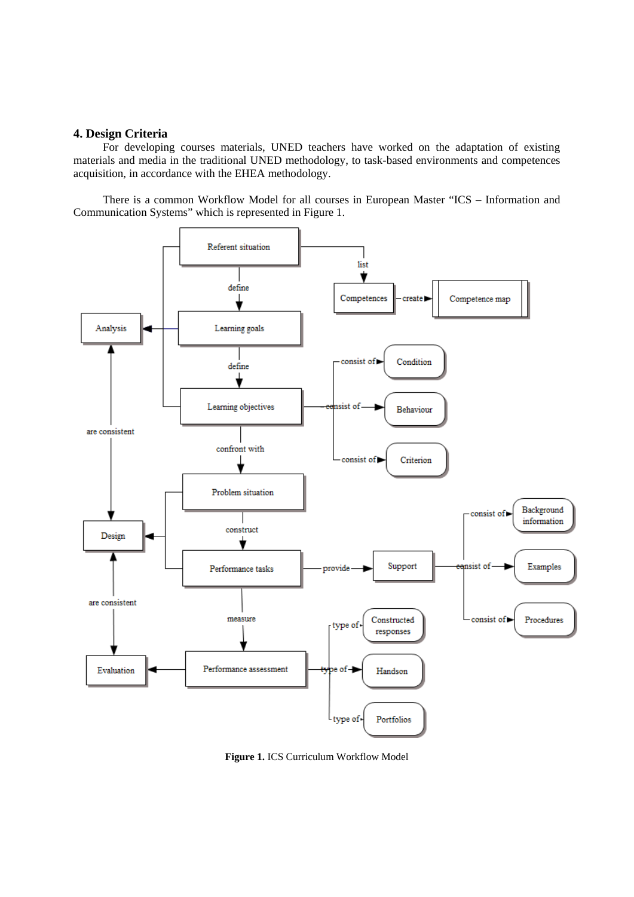## 4. Design Criteria

For developing courses materials, UNED teachers have worked on the adaptation of existing materials and media in the traditional UNED methodology, to task-based environments and competences acquisition, in accordance with the EHEA methodology.

There is a common Workflow Model for all courses in European Master "ICS – Information and Communication Systems" which is represented in Figure 1.

**Figure 1.** ICS Curriculum Workflow Model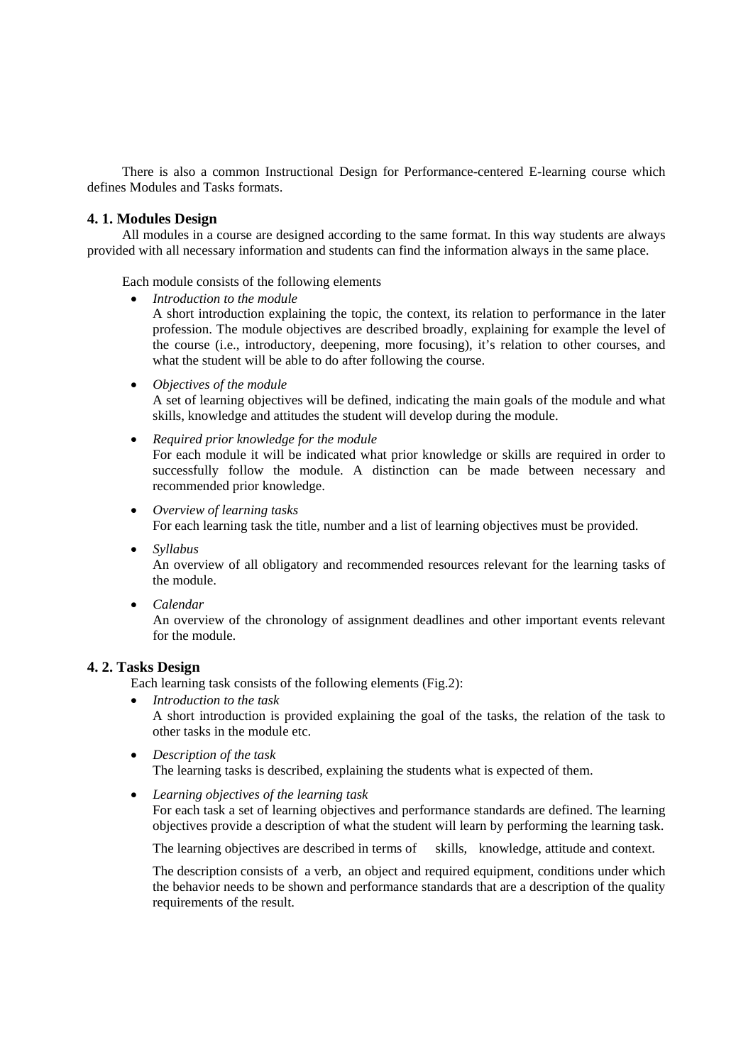There is also a common Instructional Design for Performance-centered E-learning course which defines Modules and Tasks formats.

### 4. 1. Modules Design

All modules in a course are designed according to the same format. In this way students are always provided with all necessary information and students can find the information always in the same place.

Each module consists of the following elements

- *Introduction to the module*
  A short introduction explaining the topic, the context, its relation to performance in the later profession. The module objectives are described broadly, explaining for example the level of the course (i.e., introductory, deepening, more focusing), it's relation to other courses, and what the student will be able to do after following the course.

- *Objectives of the module*
  A set of learning objectives will be defined, indicating the main goals of the module and what skills, knowledge and attitudes the student will develop during the module.

- *Required prior knowledge for the module*
  For each module it will be indicated what prior knowledge or skills are required in order to successfully follow the module. A distinction can be made between necessary and recommended prior knowledge.

- *Overview of learning tasks*
  For each learning task the title, number and a list of learning objectives must be provided.

- *Syllabus*
  An overview of all obligatory and recommended resources relevant for the learning tasks of the module.

- *Calendar*
  An overview of the chronology of assignment deadlines and other important events relevant for the module.

### 4. 2. Tasks Design

Each learning task consists of the following elements (Fig.2):

- *Introduction to the task*
  A short introduction is provided explaining the goal of the tasks, the relation of the task to other tasks in the module etc.

- *Description of the task*
  The learning tasks is described, explaining the students what is expected of them.

- *Learning objectives of the learning task*
  For each task a set of learning objectives and performance standards are defined. The learning objectives provide a description of what the student will learn by performing the learning task.

  The learning objectives are described in terms of skills, knowledge, attitude and context.

  The description consists of a verb, an object and required equipment, conditions under which the behavior needs to be shown and performance standards that are a description of the quality requirements of the result.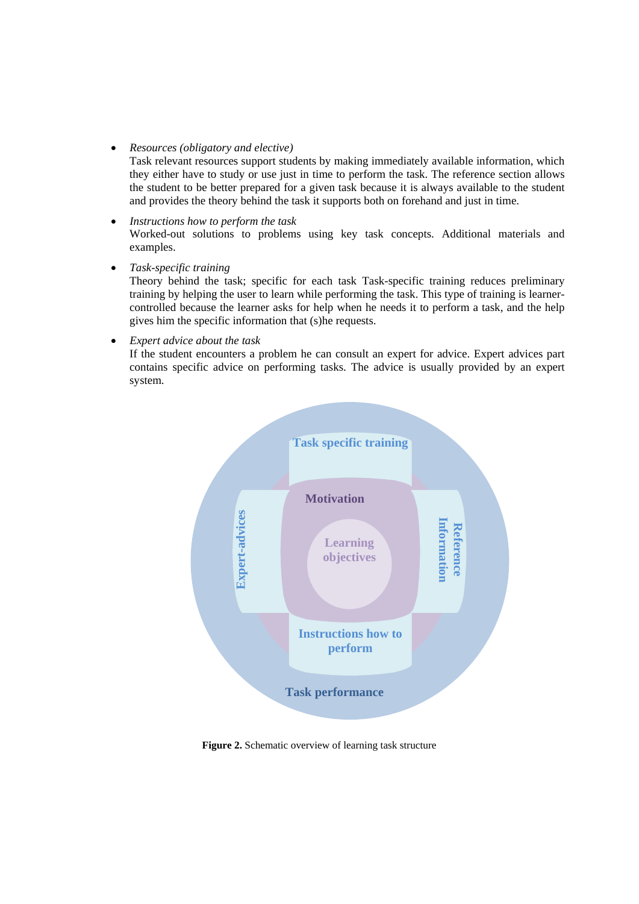- *Resources (obligatory and elective)*
  Task relevant resources support students by making immediately available information, which they either have to study or use just in time to perform the task. The reference section allows the student to be better prepared for a given task because it is always available to the student and provides the theory behind the task it supports both on forehand and just in time.

- *Instructions how to perform the task*
  Worked-out solutions to problems using key task concepts. Additional materials and examples.

- *Task-specific training*
  Theory behind the task; specific for each task Task-specific training reduces preliminary training by helping the user to learn while performing the task. This type of training is learner-controlled because the learner asks for help when he needs it to perform a task, and the help gives him the specific information that (s)he requests.

- *Expert advice about the task*
  If the student encounters a problem he can consult an expert for advice. Expert advices part contains specific advice on performing tasks. The advice is usually provided by an expert system.

**Figure 2.** Schematic overview of learning task structure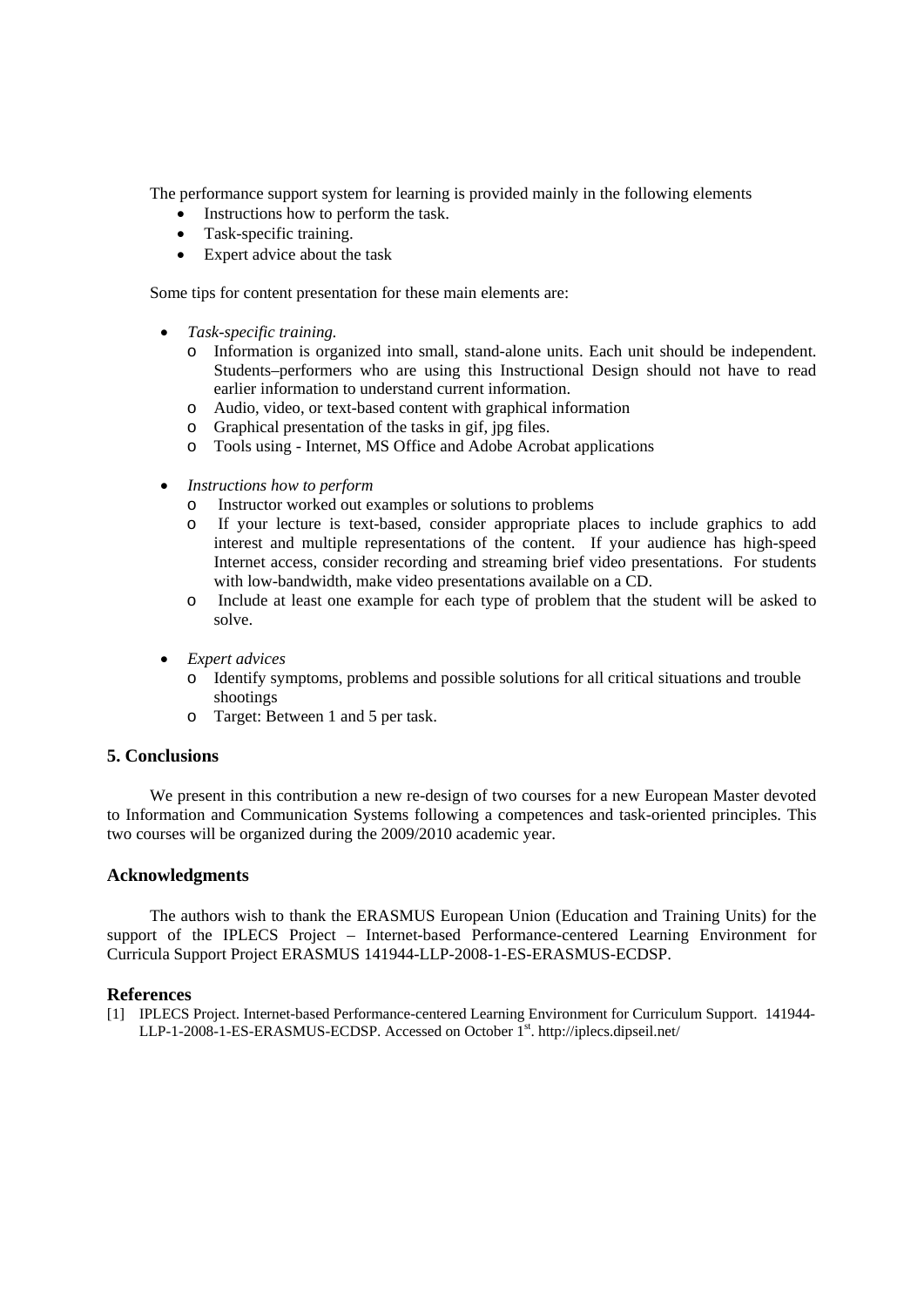The performance support system for learning is provided mainly in the following elements

- Instructions how to perform the task.
- Task-specific training.
- Expert advice about the task

Some tips for content presentation for these main elements are:

- *Task-specific training.*
  - Information is organized into small, stand-alone units. Each unit should be independent. Students–performers who are using this Instructional Design should not have to read earlier information to understand current information.
  - Audio, video, or text-based content with graphical information
  - Graphical presentation of the tasks in gif, jpg files.
  - Tools using - Internet, MS Office and Adobe Acrobat applications

- *Instructions how to perform*
  - Instructor worked out examples or solutions to problems
  - If your lecture is text-based, consider appropriate places to include graphics to add interest and multiple representations of the content. If your audience has high-speed Internet access, consider recording and streaming brief video presentations. For students with low-bandwidth, make video presentations available on a CD.
  - Include at least one example for each type of problem that the student will be asked to solve.

- *Expert advices*
  - Identify symptoms, problems and possible solutions for all critical situations and trouble shootings
  - Target: Between 1 and 5 per task.

## 5. Conclusions

We present in this contribution a new re-design of two courses for a new European Master devoted to Information and Communication Systems following a competences and task-oriented principles. This two courses will be organized during the 2009/2010 academic year.

## Acknowledgments

The authors wish to thank the ERASMUS European Union (Education and Training Units) for the support of the IPLECS Project – Internet-based Performance-centered Learning Environment for Curricula Support Project ERASMUS 141944-LLP-2008-1-ES-ERASMUS-ECDSP.

## References

[1] IPLECS Project. Internet-based Performance-centered Learning Environment for Curriculum Support. 141944-LLP-1-2008-1-ES-ERASMUS-ECDSP. Accessed on October 1st. http://iplecs.dipseil.net/